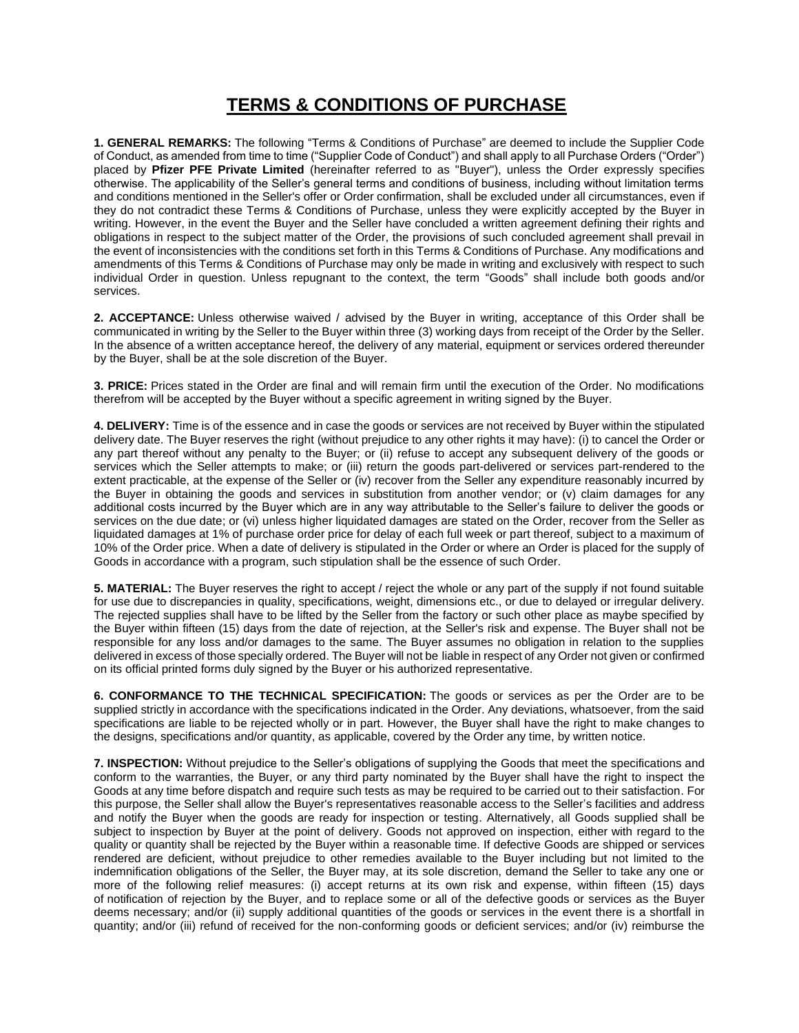# TERMS & CONDITIONS OF PURCHASE

**1. GENERAL REMARKS:** The following "Terms & Conditions of Purchase" are deemed to include the Supplier Code of Conduct, as amended from time to time ("Supplier Code of Conduct") and shall apply to all Purchase Orders ("Order") placed by **Pfizer PFE Private Limited** (hereinafter referred to as "Buyer"), unless the Order expressly specifies otherwise. The applicability of the Seller's general terms and conditions of business, including without limitation terms and conditions mentioned in the Seller's offer or Order confirmation, shall be excluded under all circumstances, even if they do not contradict these Terms & Conditions of Purchase, unless they were explicitly accepted by the Buyer in writing. However, in the event the Buyer and the Seller have concluded a written agreement defining their rights and obligations in respect to the subject matter of the Order, the provisions of such concluded agreement shall prevail in the event of inconsistencies with the conditions set forth in this Terms & Conditions of Purchase. Any modifications and amendments of this Terms & Conditions of Purchase may only be made in writing and exclusively with respect to such individual Order in question. Unless repugnant to the context, the term "Goods" shall include both goods and/or services.

**2. ACCEPTANCE:** Unless otherwise waived / advised by the Buyer in writing, acceptance of this Order shall be communicated in writing by the Seller to the Buyer within three (3) working days from receipt of the Order by the Seller. In the absence of a written acceptance hereof, the delivery of any material, equipment or services ordered thereunder by the Buyer, shall be at the sole discretion of the Buyer.

**3. PRICE:** Prices stated in the Order are final and will remain firm until the execution of the Order. No modifications therefrom will be accepted by the Buyer without a specific agreement in writing signed by the Buyer.

**4. DELIVERY:** Time is of the essence and in case the goods or services are not received by Buyer within the stipulated delivery date. The Buyer reserves the right (without prejudice to any other rights it may have): (i) to cancel the Order or any part thereof without any penalty to the Buyer; or (ii) refuse to accept any subsequent delivery of the goods or services which the Seller attempts to make; or (iii) return the goods part-delivered or services part-rendered to the extent practicable, at the expense of the Seller or (iv) recover from the Seller any expenditure reasonably incurred by the Buyer in obtaining the goods and services in substitution from another vendor; or (v) claim damages for any additional costs incurred by the Buyer which are in any way attributable to the Seller's failure to deliver the goods or services on the due date; or (vi) unless higher liquidated damages are stated on the Order, recover from the Seller as liquidated damages at 1% of purchase order price for delay of each full week or part thereof, subject to a maximum of 10% of the Order price. When a date of delivery is stipulated in the Order or where an Order is placed for the supply of Goods in accordance with a program, such stipulation shall be the essence of such Order.

**5. MATERIAL:** The Buyer reserves the right to accept / reject the whole or any part of the supply if not found suitable for use due to discrepancies in quality, specifications, weight, dimensions etc., or due to delayed or irregular delivery. The rejected supplies shall have to be lifted by the Seller from the factory or such other place as maybe specified by the Buyer within fifteen (15) days from the date of rejection, at the Seller's risk and expense. The Buyer shall not be responsible for any loss and/or damages to the same. The Buyer assumes no obligation in relation to the supplies delivered in excess of those specially ordered. The Buyer will not be liable in respect of any Order not given or confirmed on its official printed forms duly signed by the Buyer or his authorized representative.

**6. CONFORMANCE TO THE TECHNICAL SPECIFICATION:** The goods or services as per the Order are to be supplied strictly in accordance with the specifications indicated in the Order. Any deviations, whatsoever, from the said specifications are liable to be rejected wholly or in part. However, the Buyer shall have the right to make changes to the designs, specifications and/or quantity, as applicable, covered by the Order any time, by written notice.

**7. INSPECTION:** Without prejudice to the Seller's obligations of supplying the Goods that meet the specifications and conform to the warranties, the Buyer, or any third party nominated by the Buyer shall have the right to inspect the Goods at any time before dispatch and require such tests as may be required to be carried out to their satisfaction. For this purpose, the Seller shall allow the Buyer's representatives reasonable access to the Seller's facilities and address and notify the Buyer when the goods are ready for inspection or testing. Alternatively, all Goods supplied shall be subject to inspection by Buyer at the point of delivery. Goods not approved on inspection, either with regard to the quality or quantity shall be rejected by the Buyer within a reasonable time. If defective Goods are shipped or services rendered are deficient, without prejudice to other remedies available to the Buyer including but not limited to the indemnification obligations of the Seller, the Buyer may, at its sole discretion, demand the Seller to take any one or more of the following relief measures: (i) accept returns at its own risk and expense, within fifteen (15) days of notification of rejection by the Buyer, and to replace some or all of the defective goods or services as the Buyer deems necessary; and/or (ii) supply additional quantities of the goods or services in the event there is a shortfall in quantity; and/or (iii) refund of received for the non-conforming goods or deficient services; and/or (iv) reimburse the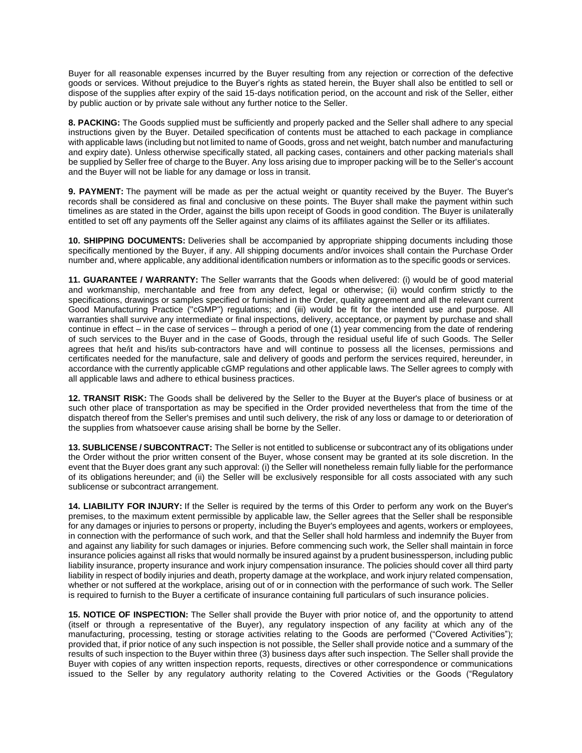Buyer for all reasonable expenses incurred by the Buyer resulting from any rejection or correction of the defective goods or services. Without prejudice to the Buyer's rights as stated herein, the Buyer shall also be entitled to sell or dispose of the supplies after expiry of the said 15-days notification period, on the account and risk of the Seller, either by public auction or by private sale without any further notice to the Seller.

**8. PACKING:** The Goods supplied must be sufficiently and properly packed and the Seller shall adhere to any special instructions given by the Buyer. Detailed specification of contents must be attached to each package in compliance with applicable laws (including but not limited to name of Goods, gross and net weight, batch number and manufacturing and expiry date). Unless otherwise specifically stated, all packing cases, containers and other packing materials shall be supplied by Seller free of charge to the Buyer. Any loss arising due to improper packing will be to the Seller's account and the Buyer will not be liable for any damage or loss in transit.

**9. PAYMENT:** The payment will be made as per the actual weight or quantity received by the Buyer. The Buyer's records shall be considered as final and conclusive on these points. The Buyer shall make the payment within such timelines as are stated in the Order, against the bills upon receipt of Goods in good condition. The Buyer is unilaterally entitled to set off any payments off the Seller against any claims of its affiliates against the Seller or its affiliates.

**10. SHIPPING DOCUMENTS:** Deliveries shall be accompanied by appropriate shipping documents including those specifically mentioned by the Buyer, if any. All shipping documents and/or invoices shall contain the Purchase Order number and, where applicable, any additional identification numbers or information as to the specific goods or services.

**11. GUARANTEE / WARRANTY:** The Seller warrants that the Goods when delivered: (i) would be of good material and workmanship, merchantable and free from any defect, legal or otherwise; (ii) would confirm strictly to the specifications, drawings or samples specified or furnished in the Order, quality agreement and all the relevant current Good Manufacturing Practice ("cGMP") regulations; and (iii) would be fit for the intended use and purpose. All warranties shall survive any intermediate or final inspections, delivery, acceptance, or payment by purchase and shall continue in effect – in the case of services – through a period of one (1) year commencing from the date of rendering of such services to the Buyer and in the case of Goods, through the residual useful life of such Goods. The Seller agrees that he/it and his/its sub-contractors have and will continue to possess all the licenses, permissions and certificates needed for the manufacture, sale and delivery of goods and perform the services required, hereunder, in accordance with the currently applicable cGMP regulations and other applicable laws. The Seller agrees to comply with all applicable laws and adhere to ethical business practices.

**12. TRANSIT RISK:** The Goods shall be delivered by the Seller to the Buyer at the Buyer's place of business or at such other place of transportation as may be specified in the Order provided nevertheless that from the time of the dispatch thereof from the Seller's premises and until such delivery, the risk of any loss or damage to or deterioration of the supplies from whatsoever cause arising shall be borne by the Seller.

**13. SUBLICENSE / SUBCONTRACT:** The Seller is not entitled to sublicense or subcontract any of its obligations under the Order without the prior written consent of the Buyer, whose consent may be granted at its sole discretion. In the event that the Buyer does grant any such approval: (i) the Seller will nonetheless remain fully liable for the performance of its obligations hereunder; and (ii) the Seller will be exclusively responsible for all costs associated with any such sublicense or subcontract arrangement.

**14. LIABILITY FOR INJURY:** If the Seller is required by the terms of this Order to perform any work on the Buyer's premises, to the maximum extent permissible by applicable law, the Seller agrees that the Seller shall be responsible for any damages or injuries to persons or property, including the Buyer's employees and agents, workers or employees, in connection with the performance of such work, and that the Seller shall hold harmless and indemnify the Buyer from and against any liability for such damages or injuries. Before commencing such work, the Seller shall maintain in force insurance policies against all risks that would normally be insured against by a prudent businessperson, including public liability insurance, property insurance and work injury compensation insurance. The policies should cover all third party liability in respect of bodily injuries and death, property damage at the workplace, and work injury related compensation, whether or not suffered at the workplace, arising out of or in connection with the performance of such work. The Seller is required to furnish to the Buyer a certificate of insurance containing full particulars of such insurance policies.

**15. NOTICE OF INSPECTION:** The Seller shall provide the Buyer with prior notice of, and the opportunity to attend (itself or through a representative of the Buyer), any regulatory inspection of any facility at which any of the manufacturing, processing, testing or storage activities relating to the Goods are performed ("Covered Activities"); provided that, if prior notice of any such inspection is not possible, the Seller shall provide notice and a summary of the results of such inspection to the Buyer within three (3) business days after such inspection. The Seller shall provide the Buyer with copies of any written inspection reports, requests, directives or other correspondence or communications issued to the Seller by any regulatory authority relating to the Covered Activities or the Goods ("Regulatory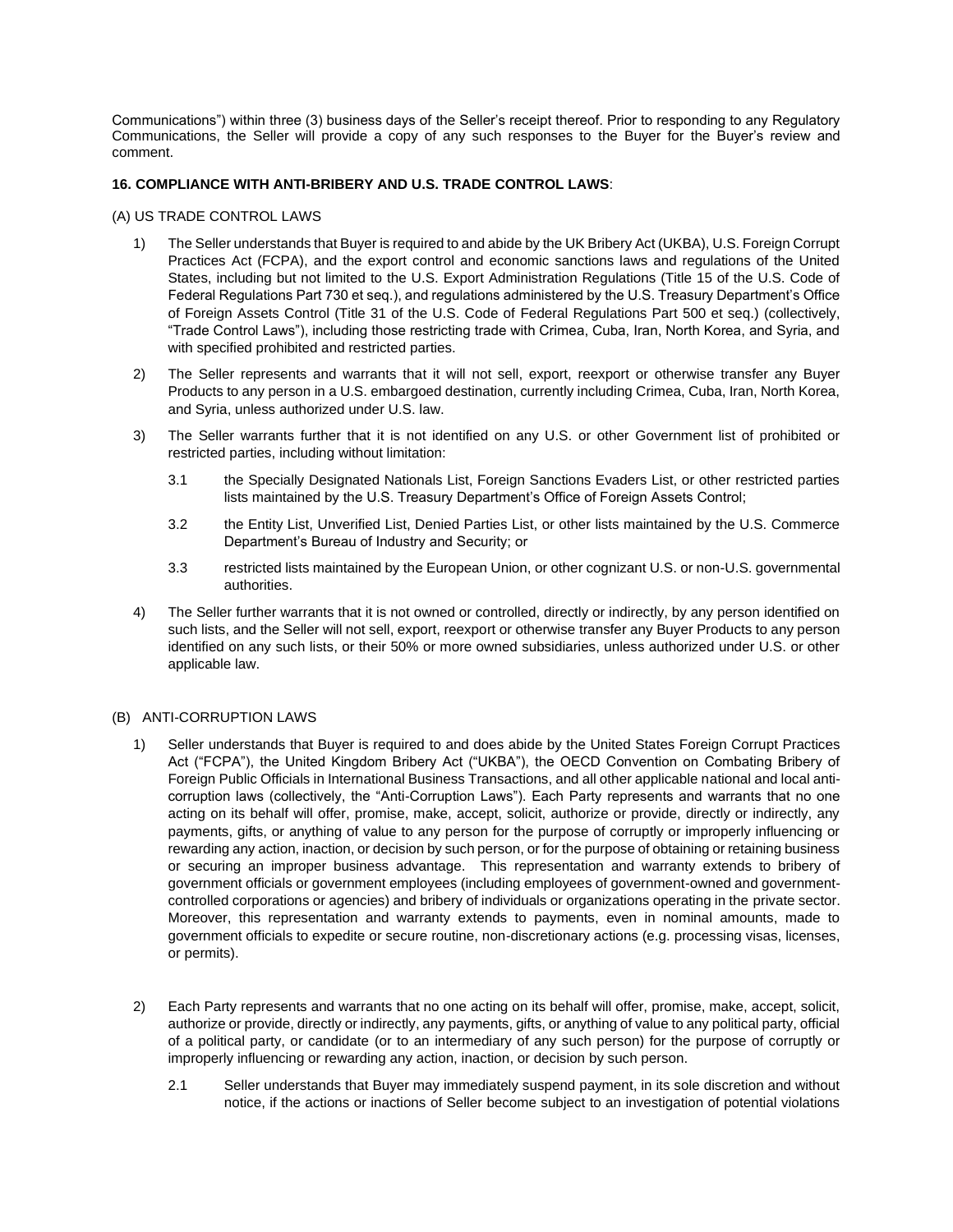Communications") within three (3) business days of the Seller's receipt thereof. Prior to responding to any Regulatory Communications, the Seller will provide a copy of any such responses to the Buyer for the Buyer's review and comment.

**16. COMPLIANCE WITH ANTI-BRIBERY AND U.S. TRADE CONTROL LAWS**:

(A) US TRADE CONTROL LAWS

1) The Seller understands that Buyer is required to and abide by the UK Bribery Act (UKBA), U.S. Foreign Corrupt Practices Act (FCPA), and the export control and economic sanctions laws and regulations of the United States, including but not limited to the U.S. Export Administration Regulations (Title 15 of the U.S. Code of Federal Regulations Part 730 et seq.), and regulations administered by the U.S. Treasury Department's Office of Foreign Assets Control (Title 31 of the U.S. Code of Federal Regulations Part 500 et seq.) (collectively, "Trade Control Laws"), including those restricting trade with Crimea, Cuba, Iran, North Korea, and Syria, and with specified prohibited and restricted parties.

2) The Seller represents and warrants that it will not sell, export, reexport or otherwise transfer any Buyer Products to any person in a U.S. embargoed destination, currently including Crimea, Cuba, Iran, North Korea, and Syria, unless authorized under U.S. law.

3) The Seller warrants further that it is not identified on any U.S. or other Government list of prohibited or restricted parties, including without limitation:

   3.1 the Specially Designated Nationals List, Foreign Sanctions Evaders List, or other restricted parties lists maintained by the U.S. Treasury Department's Office of Foreign Assets Control;

   3.2 the Entity List, Unverified List, Denied Parties List, or other lists maintained by the U.S. Commerce Department's Bureau of Industry and Security; or

   3.3 restricted lists maintained by the European Union, or other cognizant U.S. or non-U.S. governmental authorities.

4) The Seller further warrants that it is not owned or controlled, directly or indirectly, by any person identified on such lists, and the Seller will not sell, export, reexport or otherwise transfer any Buyer Products to any person identified on any such lists, or their 50% or more owned subsidiaries, unless authorized under U.S. or other applicable law.

(B) ANTI-CORRUPTION LAWS

1) Seller understands that Buyer is required to and does abide by the United States Foreign Corrupt Practices Act ("FCPA"), the United Kingdom Bribery Act ("UKBA"), the OECD Convention on Combating Bribery of Foreign Public Officials in International Business Transactions, and all other applicable national and local anti-corruption laws (collectively, the "Anti-Corruption Laws"). Each Party represents and warrants that no one acting on its behalf will offer, promise, make, accept, solicit, authorize or provide, directly or indirectly, any payments, gifts, or anything of value to any person for the purpose of corruptly or improperly influencing or rewarding any action, inaction, or decision by such person, or for the purpose of obtaining or retaining business or securing an improper business advantage. This representation and warranty extends to bribery of government officials or government employees (including employees of government-owned and government-controlled corporations or agencies) and bribery of individuals or organizations operating in the private sector. Moreover, this representation and warranty extends to payments, even in nominal amounts, made to government officials to expedite or secure routine, non-discretionary actions (e.g. processing visas, licenses, or permits).

2) Each Party represents and warrants that no one acting on its behalf will offer, promise, make, accept, solicit, authorize or provide, directly or indirectly, any payments, gifts, or anything of value to any political party, official of a political party, or candidate (or to an intermediary of any such person) for the purpose of corruptly or improperly influencing or rewarding any action, inaction, or decision by such person.

   2.1 Seller understands that Buyer may immediately suspend payment, in its sole discretion and without notice, if the actions or inactions of Seller become subject to an investigation of potential violations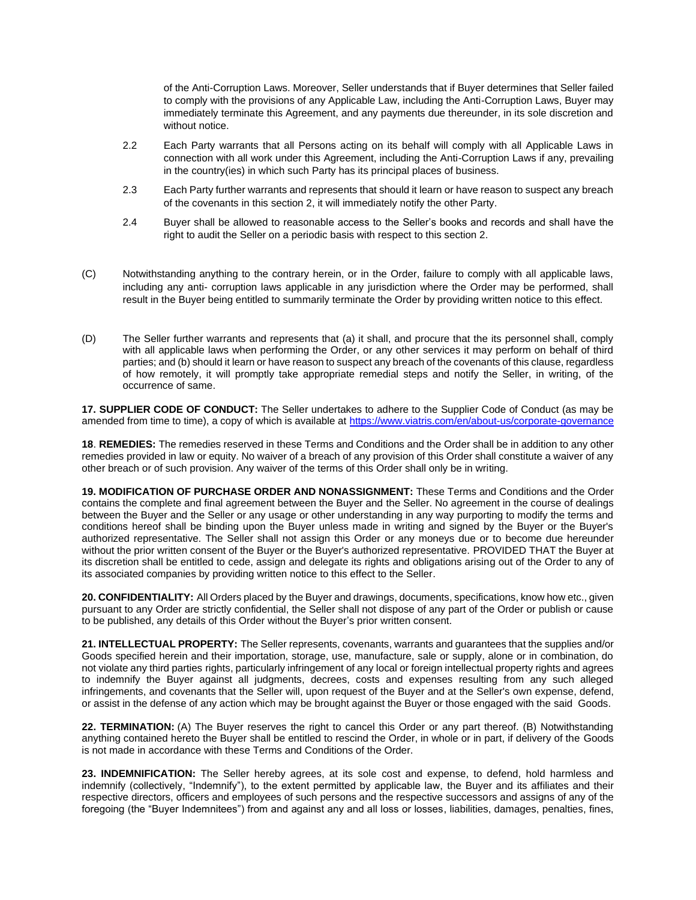of the Anti-Corruption Laws. Moreover, Seller understands that if Buyer determines that Seller failed to comply with the provisions of any Applicable Law, including the Anti-Corruption Laws, Buyer may immediately terminate this Agreement, and any payments due thereunder, in its sole discretion and without notice.

2.2 Each Party warrants that all Persons acting on its behalf will comply with all Applicable Laws in connection with all work under this Agreement, including the Anti-Corruption Laws if any, prevailing in the country(ies) in which such Party has its principal places of business.

2.3 Each Party further warrants and represents that should it learn or have reason to suspect any breach of the covenants in this section 2, it will immediately notify the other Party.

2.4 Buyer shall be allowed to reasonable access to the Seller's books and records and shall have the right to audit the Seller on a periodic basis with respect to this section 2.

(C) Notwithstanding anything to the contrary herein, or in the Order, failure to comply with all applicable laws, including any anti- corruption laws applicable in any jurisdiction where the Order may be performed, shall result in the Buyer being entitled to summarily terminate the Order by providing written notice to this effect.

(D) The Seller further warrants and represents that (a) it shall, and procure that the its personnel shall, comply with all applicable laws when performing the Order, or any other services it may perform on behalf of third parties; and (b) should it learn or have reason to suspect any breach of the covenants of this clause, regardless of how remotely, it will promptly take appropriate remedial steps and notify the Seller, in writing, of the occurrence of same.

**17. SUPPLIER CODE OF CONDUCT:** The Seller undertakes to adhere to the Supplier Code of Conduct (as may be amended from time to time), a copy of which is available at https://www.viatris.com/en/about-us/corporate-governance

**18**. **REMEDIES:** The remedies reserved in these Terms and Conditions and the Order shall be in addition to any other remedies provided in law or equity. No waiver of a breach of any provision of this Order shall constitute a waiver of any other breach or of such provision. Any waiver of the terms of this Order shall only be in writing.

**19. MODIFICATION OF PURCHASE ORDER AND NONASSIGNMENT:** These Terms and Conditions and the Order contains the complete and final agreement between the Buyer and the Seller. No agreement in the course of dealings between the Buyer and the Seller or any usage or other understanding in any way purporting to modify the terms and conditions hereof shall be binding upon the Buyer unless made in writing and signed by the Buyer or the Buyer's authorized representative. The Seller shall not assign this Order or any moneys due or to become due hereunder without the prior written consent of the Buyer or the Buyer's authorized representative. PROVIDED THAT the Buyer at its discretion shall be entitled to cede, assign and delegate its rights and obligations arising out of the Order to any of its associated companies by providing written notice to this effect to the Seller.

**20. CONFIDENTIALITY:** All Orders placed by the Buyer and drawings, documents, specifications, know how etc., given pursuant to any Order are strictly confidential, the Seller shall not dispose of any part of the Order or publish or cause to be published, any details of this Order without the Buyer's prior written consent.

**21. INTELLECTUAL PROPERTY:** The Seller represents, covenants, warrants and guarantees that the supplies and/or Goods specified herein and their importation, storage, use, manufacture, sale or supply, alone or in combination, do not violate any third parties rights, particularly infringement of any local or foreign intellectual property rights and agrees to indemnify the Buyer against all judgments, decrees, costs and expenses resulting from any such alleged infringements, and covenants that the Seller will, upon request of the Buyer and at the Seller's own expense, defend, or assist in the defense of any action which may be brought against the Buyer or those engaged with the said Goods.

**22. TERMINATION:** (A) The Buyer reserves the right to cancel this Order or any part thereof. (B) Notwithstanding anything contained hereto the Buyer shall be entitled to rescind the Order, in whole or in part, if delivery of the Goods is not made in accordance with these Terms and Conditions of the Order.

**23. INDEMNIFICATION:** The Seller hereby agrees, at its sole cost and expense, to defend, hold harmless and indemnify (collectively, "Indemnify"), to the extent permitted by applicable law, the Buyer and its affiliates and their respective directors, officers and employees of such persons and the respective successors and assigns of any of the foregoing (the "Buyer Indemnitees") from and against any and all loss or losses, liabilities, damages, penalties, fines,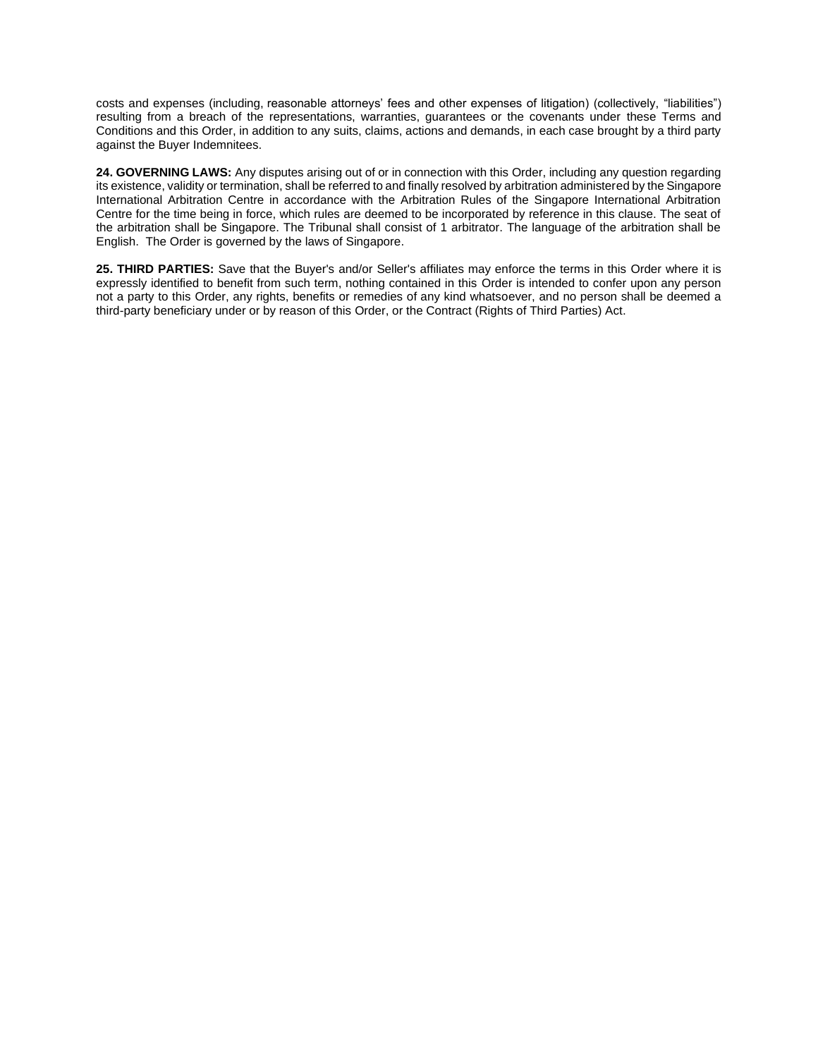costs and expenses (including, reasonable attorneys' fees and other expenses of litigation) (collectively, "liabilities") resulting from a breach of the representations, warranties, guarantees or the covenants under these Terms and Conditions and this Order, in addition to any suits, claims, actions and demands, in each case brought by a third party against the Buyer Indemnitees.

**24. GOVERNING LAWS:** Any disputes arising out of or in connection with this Order, including any question regarding its existence, validity or termination, shall be referred to and finally resolved by arbitration administered by the Singapore International Arbitration Centre in accordance with the Arbitration Rules of the Singapore International Arbitration Centre for the time being in force, which rules are deemed to be incorporated by reference in this clause. The seat of the arbitration shall be Singapore. The Tribunal shall consist of 1 arbitrator. The language of the arbitration shall be English. The Order is governed by the laws of Singapore.

**25. THIRD PARTIES:** Save that the Buyer's and/or Seller's affiliates may enforce the terms in this Order where it is expressly identified to benefit from such term, nothing contained in this Order is intended to confer upon any person not a party to this Order, any rights, benefits or remedies of any kind whatsoever, and no person shall be deemed a third-party beneficiary under or by reason of this Order, or the Contract (Rights of Third Parties) Act.